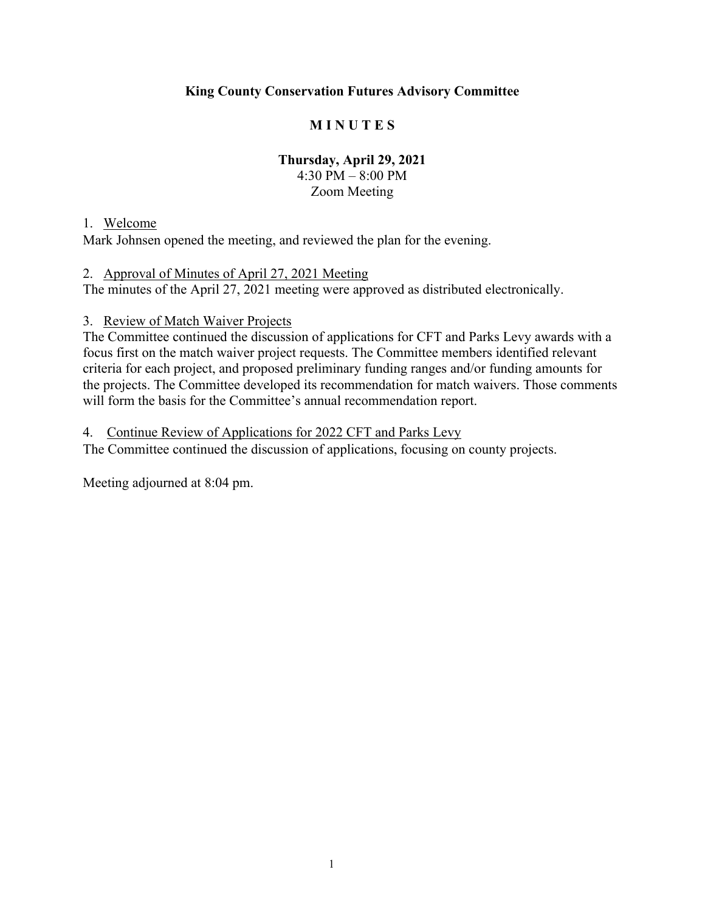**King County Conservation Futures Advisory Committee**

**M I N U T E S**

**Thursday, April 29, 2021**
4:30 PM – 8:00 PM
Zoom Meeting

1. Welcome

Mark Johnsen opened the meeting, and reviewed the plan for the evening.

2. Approval of Minutes of April 27, 2021 Meeting

The minutes of the April 27, 2021 meeting were approved as distributed electronically.

3. Review of Match Waiver Projects

The Committee continued the discussion of applications for CFT and Parks Levy awards with a focus first on the match waiver project requests. The Committee members identified relevant criteria for each project, and proposed preliminary funding ranges and/or funding amounts for the projects. The Committee developed its recommendation for match waivers. Those comments will form the basis for the Committee's annual recommendation report.

4. Continue Review of Applications for 2022 CFT and Parks Levy

The Committee continued the discussion of applications, focusing on county projects.

Meeting adjourned at 8:04 pm.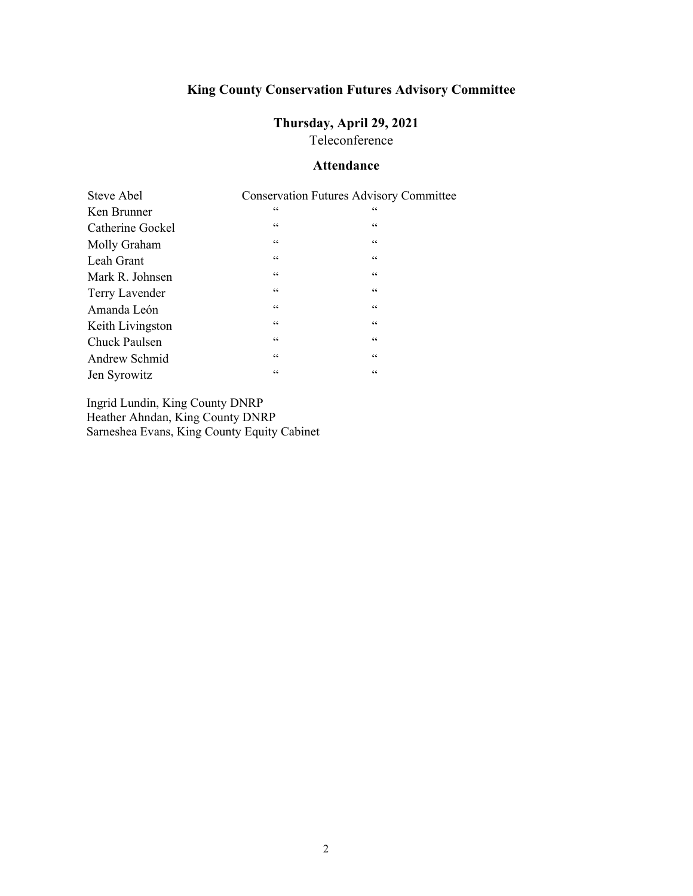# King County Conservation Futures Advisory Committee

## Thursday, April 29, 2021

Teleconference

### Attendance

| | | |
|---|---|---|
| Steve Abel | Conservation Futures Advisory Committee | |
| Ken Brunner | " | " |
| Catherine Gockel | " | " |
| Molly Graham | " | " |
| Leah Grant | " | " |
| Mark R. Johnsen | " | " |
| Terry Lavender | " | " |
| Amanda León | " | " |
| Keith Livingston | " | " |
| Chuck Paulsen | " | " |
| Andrew Schmid | " | " |
| Jen Syrowitz | " | " |

Ingrid Lundin, King County DNRP
Heather Ahndan, King County DNRP
Sarneshea Evans, King County Equity Cabinet